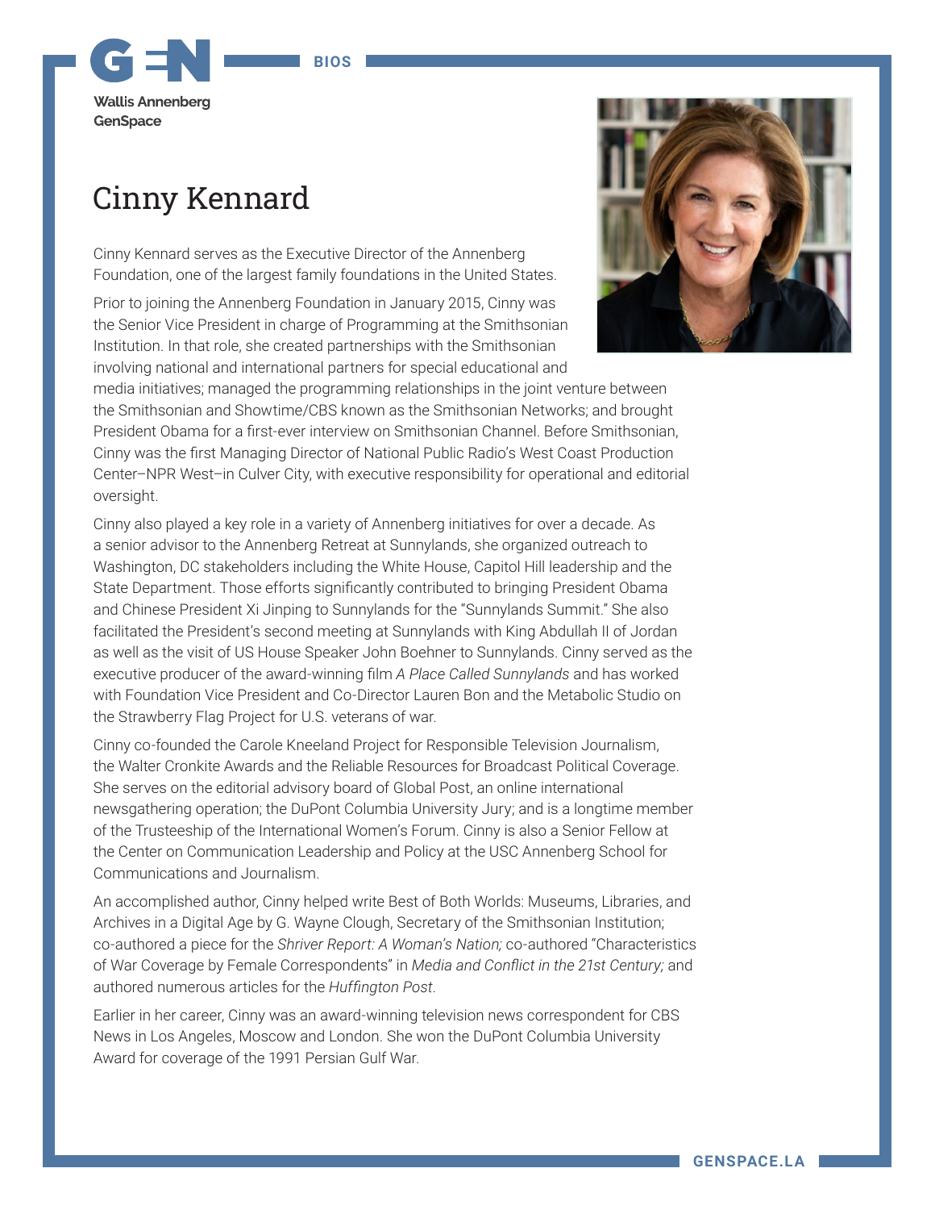Wallis Annenberg GenSpace

BIOS

# Cinny Kennard

Cinny Kennard serves as the Executive Director of the Annenberg Foundation, one of the largest family foundations in the United States.

Prior to joining the Annenberg Foundation in January 2015, Cinny was the Senior Vice President in charge of Programming at the Smithsonian Institution. In that role, she created partnerships with the Smithsonian involving national and international partners for special educational and media initiatives; managed the programming relationships in the joint venture between the Smithsonian and Showtime/CBS known as the Smithsonian Networks; and brought President Obama for a first-ever interview on Smithsonian Channel. Before Smithsonian, Cinny was the first Managing Director of National Public Radio's West Coast Production Center–NPR West–in Culver City, with executive responsibility for operational and editorial oversight.

Cinny also played a key role in a variety of Annenberg initiatives for over a decade. As a senior advisor to the Annenberg Retreat at Sunnylands, she organized outreach to Washington, DC stakeholders including the White House, Capitol Hill leadership and the State Department. Those efforts significantly contributed to bringing President Obama and Chinese President Xi Jinping to Sunnylands for the "Sunnylands Summit." She also facilitated the President's second meeting at Sunnylands with King Abdullah II of Jordan as well as the visit of US House Speaker John Boehner to Sunnylands. Cinny served as the executive producer of the award-winning film *A Place Called Sunnylands* and has worked with Foundation Vice President and Co-Director Lauren Bon and the Metabolic Studio on the Strawberry Flag Project for U.S. veterans of war.

Cinny co-founded the Carole Kneeland Project for Responsible Television Journalism, the Walter Cronkite Awards and the Reliable Resources for Broadcast Political Coverage. She serves on the editorial advisory board of Global Post, an online international newsgathering operation; the DuPont Columbia University Jury; and is a longtime member of the Trusteeship of the International Women's Forum. Cinny is also a Senior Fellow at the Center on Communication Leadership and Policy at the USC Annenberg School for Communications and Journalism.

An accomplished author, Cinny helped write Best of Both Worlds: Museums, Libraries, and Archives in a Digital Age by G. Wayne Clough, Secretary of the Smithsonian Institution; co-authored a piece for the *Shriver Report: A Woman's Nation;* co-authored "Characteristics of War Coverage by Female Correspondents" in *Media and Conflict in the 21st Century;* and authored numerous articles for the *Huffington Post*.

Earlier in her career, Cinny was an award-winning television news correspondent for CBS News in Los Angeles, Moscow and London. She won the DuPont Columbia University Award for coverage of the 1991 Persian Gulf War.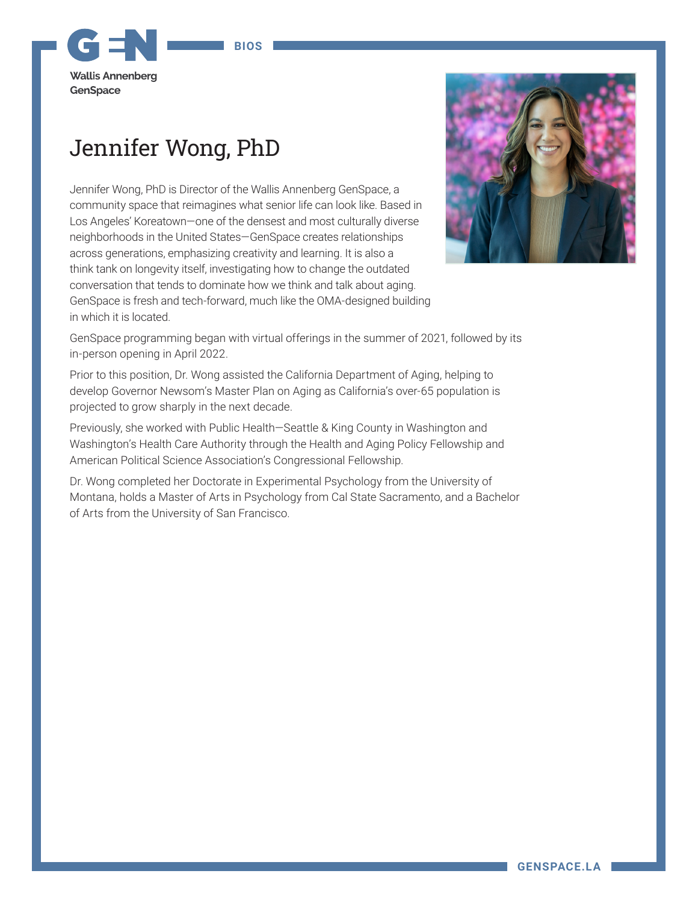Wallis Annenberg GenSpace

BIOS

# Jennifer Wong, PhD

Jennifer Wong, PhD is Director of the Wallis Annenberg GenSpace, a community space that reimagines what senior life can look like. Based in Los Angeles' Koreatown—one of the densest and most culturally diverse neighborhoods in the United States—GenSpace creates relationships across generations, emphasizing creativity and learning. It is also a think tank on longevity itself, investigating how to change the outdated conversation that tends to dominate how we think and talk about aging. GenSpace is fresh and tech-forward, much like the OMA-designed building in which it is located.

GenSpace programming began with virtual offerings in the summer of 2021, followed by its in-person opening in April 2022.

Prior to this position, Dr. Wong assisted the California Department of Aging, helping to develop Governor Newsom's Master Plan on Aging as California's over-65 population is projected to grow sharply in the next decade.

Previously, she worked with Public Health—Seattle & King County in Washington and Washington's Health Care Authority through the Health and Aging Policy Fellowship and American Political Science Association's Congressional Fellowship.

Dr. Wong completed her Doctorate in Experimental Psychology from the University of Montana, holds a Master of Arts in Psychology from Cal State Sacramento, and a Bachelor of Arts from the University of San Francisco.

GENSPACE.LA